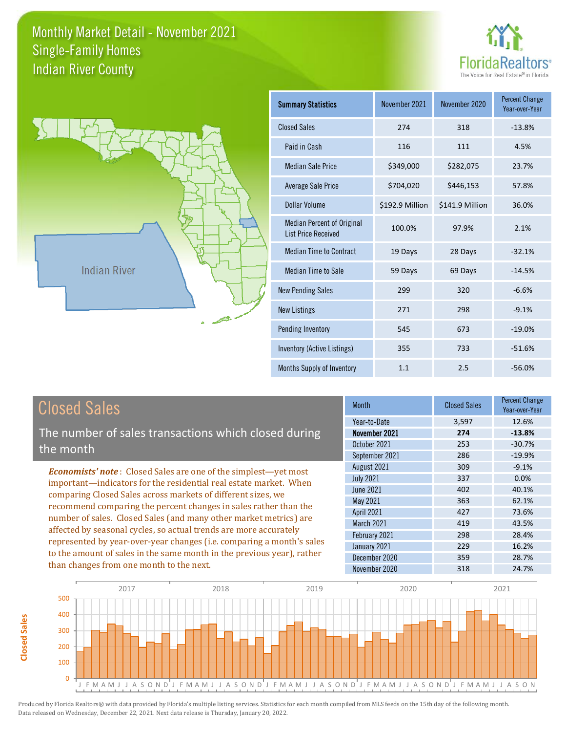# Monthly Market Detail - November 2021
## Single-Family Homes
## Indian River County

| Summary Statistics | November 2021 | November 2020 | Percent Change Year-over-Year |
|---|---|---|---|
| Closed Sales | 274 | 318 | -13.8% |
| Paid in Cash | 116 | 111 | 4.5% |
| Median Sale Price | $349,000 | $282,075 | 23.7% |
| Average Sale Price | $704,020 | $446,153 | 57.8% |
| Dollar Volume | $192.9 Million | $141.9 Million | 36.0% |
| Median Percent of Original List Price Received | 100.0% | 97.9% | 2.1% |
| Median Time to Contract | 19 Days | 28 Days | -32.1% |
| Median Time to Sale | 59 Days | 69 Days | -14.5% |
| New Pending Sales | 299 | 320 | -6.6% |
| New Listings | 271 | 298 | -9.1% |
| Pending Inventory | 545 | 673 | -19.0% |
| Inventory (Active Listings) | 355 | 733 | -51.6% |
| Months Supply of Inventory | 1.1 | 2.5 | -56.0% |

## Closed Sales

The number of sales transactions which closed during the month

***Economists' note***: Closed Sales are one of the simplest—yet most important—indicators for the residential real estate market. When comparing Closed Sales across markets of different sizes, we recommend comparing the percent changes in sales rather than the number of sales. Closed Sales (and many other market metrics) are affected by seasonal cycles, so actual trends are more accurately represented by year-over-year changes (i.e. comparing a month's sales to the amount of sales in the same month in the previous year), rather than changes from one month to the next.

| Month | Closed Sales | Percent Change Year-over-Year |
|---|---|---|
| Year-to-Date | 3,597 | 12.6% |
| **November 2021** | **274** | **-13.8%** |
| October 2021 | 253 | -30.7% |
| September 2021 | 286 | -19.9% |
| August 2021 | 309 | -9.1% |
| July 2021 | 337 | 0.0% |
| June 2021 | 402 | 40.1% |
| May 2021 | 363 | 62.1% |
| April 2021 | 427 | 73.6% |
| March 2021 | 419 | 43.5% |
| February 2021 | 298 | 28.4% |
| January 2021 | 229 | 16.2% |
| December 2020 | 359 | 28.7% |
| November 2020 | 318 | 24.7% |

Produced by Florida Realtors® with data provided by Florida's multiple listing services. Statistics for each month compiled from MLS feeds on the 15th day of the following month. Data released on Wednesday, December 22, 2021. Next data release is Thursday, January 20, 2022.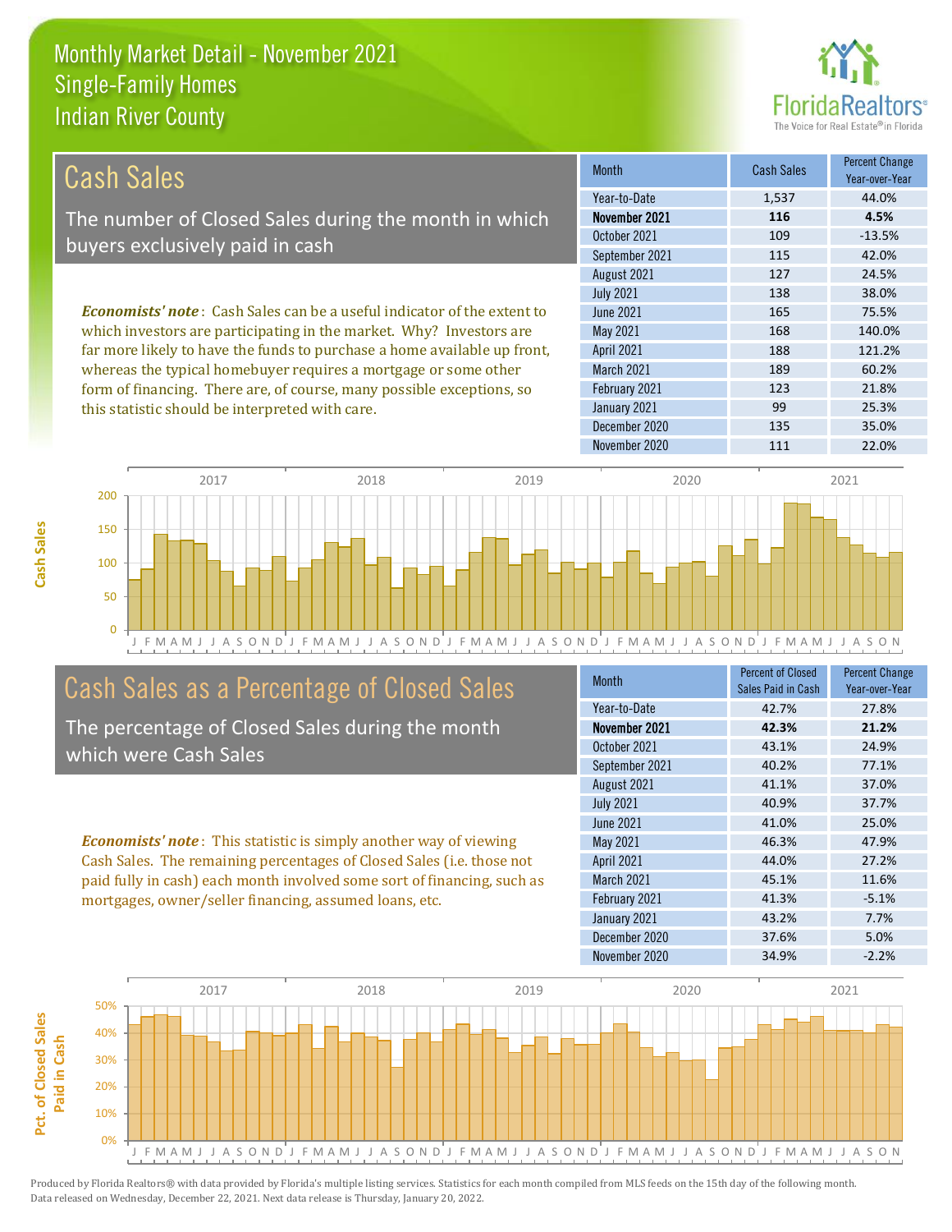# Monthly Market Detail - November 2021
## Single-Family Homes
## Indian River County

## Cash Sales

The number of Closed Sales during the month in which buyers exclusively paid in cash

*Economists' note*: Cash Sales can be a useful indicator of the extent to which investors are participating in the market. Why? Investors are far more likely to have the funds to purchase a home available up front, whereas the typical homebuyer requires a mortgage or some other form of financing. There are, of course, many possible exceptions, so this statistic should be interpreted with care.

| Month | Cash Sales | Percent Change Year-over-Year |
|---|---|---|
| Year-to-Date | 1,537 | 44.0% |
| **November 2021** | **116** | **4.5%** |
| October 2021 | 109 | -13.5% |
| September 2021 | 115 | 42.0% |
| August 2021 | 127 | 24.5% |
| July 2021 | 138 | 38.0% |
| June 2021 | 165 | 75.5% |
| May 2021 | 168 | 140.0% |
| April 2021 | 188 | 121.2% |
| March 2021 | 189 | 60.2% |
| February 2021 | 123 | 21.8% |
| January 2021 | 99 | 25.3% |
| December 2020 | 135 | 35.0% |
| November 2020 | 111 | 22.0% |

## Cash Sales as a Percentage of Closed Sales

The percentage of Closed Sales during the month which were Cash Sales

*Economists' note*: This statistic is simply another way of viewing Cash Sales. The remaining percentages of Closed Sales (i.e. those not paid fully in cash) each month involved some sort of financing, such as mortgages, owner/seller financing, assumed loans, etc.

| Month | Percent of Closed Sales Paid in Cash | Percent Change Year-over-Year |
|---|---|---|
| Year-to-Date | 42.7% | 27.8% |
| **November 2021** | **42.3%** | **21.2%** |
| October 2021 | 43.1% | 24.9% |
| September 2021 | 40.2% | 77.1% |
| August 2021 | 41.1% | 37.0% |
| July 2021 | 40.9% | 37.7% |
| June 2021 | 41.0% | 25.0% |
| May 2021 | 46.3% | 47.9% |
| April 2021 | 44.0% | 27.2% |
| March 2021 | 45.1% | 11.6% |
| February 2021 | 41.3% | -5.1% |
| January 2021 | 43.2% | 7.7% |
| December 2020 | 37.6% | 5.0% |
| November 2020 | 34.9% | -2.2% |

Produced by Florida Realtors® with data provided by Florida's multiple listing services. Statistics for each month compiled from MLS feeds on the 15th day of the following month. Data released on Wednesday, December 22, 2021. Next data release is Thursday, January 20, 2022.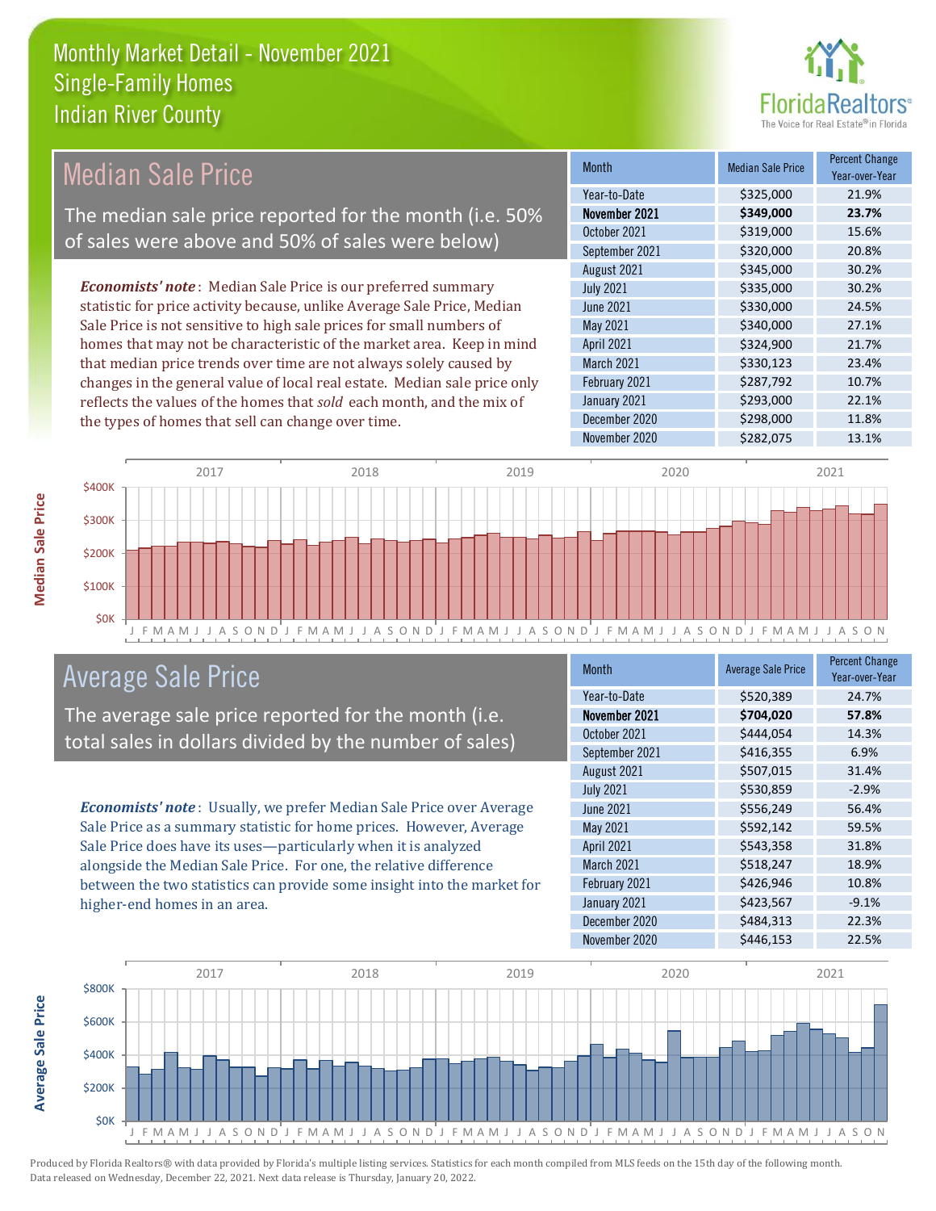# Monthly Market Detail - November 2021
## Single-Family Homes
## Indian River County

## Median Sale Price

The median sale price reported for the month (i.e. 50% of sales were above and 50% of sales were below)

*Economists' note*: Median Sale Price is our preferred summary statistic for price activity because, unlike Average Sale Price, Median Sale Price is not sensitive to high sale prices for small numbers of homes that may not be characteristic of the market area. Keep in mind that median price trends over time are not always solely caused by changes in the general value of local real estate. Median sale price only reflects the values of the homes that *sold* each month, and the mix of the types of homes that sell can change over time.

| Month | Median Sale Price | Percent Change Year-over-Year |
|---|---|---|
| Year-to-Date | $325,000 | 21.9% |
| **November 2021** | **$349,000** | **23.7%** |
| October 2021 | $319,000 | 15.6% |
| September 2021 | $320,000 | 20.8% |
| August 2021 | $345,000 | 30.2% |
| July 2021 | $335,000 | 30.2% |
| June 2021 | $330,000 | 24.5% |
| May 2021 | $340,000 | 27.1% |
| April 2021 | $324,900 | 21.7% |
| March 2021 | $330,123 | 23.4% |
| February 2021 | $287,792 | 10.7% |
| January 2021 | $293,000 | 22.1% |
| December 2020 | $298,000 | 11.8% |
| November 2020 | $282,075 | 13.1% |

## Average Sale Price

The average sale price reported for the month (i.e. total sales in dollars divided by the number of sales)

*Economists' note*: Usually, we prefer Median Sale Price over Average Sale Price as a summary statistic for home prices. However, Average Sale Price does have its uses—particularly when it is analyzed alongside the Median Sale Price. For one, the relative difference between the two statistics can provide some insight into the market for higher-end homes in an area.

| Month | Average Sale Price | Percent Change Year-over-Year |
|---|---|---|
| Year-to-Date | $520,389 | 24.7% |
| **November 2021** | **$704,020** | **57.8%** |
| October 2021 | $444,054 | 14.3% |
| September 2021 | $416,355 | 6.9% |
| August 2021 | $507,015 | 31.4% |
| July 2021 | $530,859 | -2.9% |
| June 2021 | $556,249 | 56.4% |
| May 2021 | $592,142 | 59.5% |
| April 2021 | $543,358 | 31.8% |
| March 2021 | $518,247 | 18.9% |
| February 2021 | $426,946 | 10.8% |
| January 2021 | $423,567 | -9.1% |
| December 2020 | $484,313 | 22.3% |
| November 2020 | $446,153 | 22.5% |

Produced by Florida Realtors® with data provided by Florida's multiple listing services. Statistics for each month compiled from MLS feeds on the 15th day of the following month. Data released on Wednesday, December 22, 2021. Next data release is Thursday, January 20, 2022.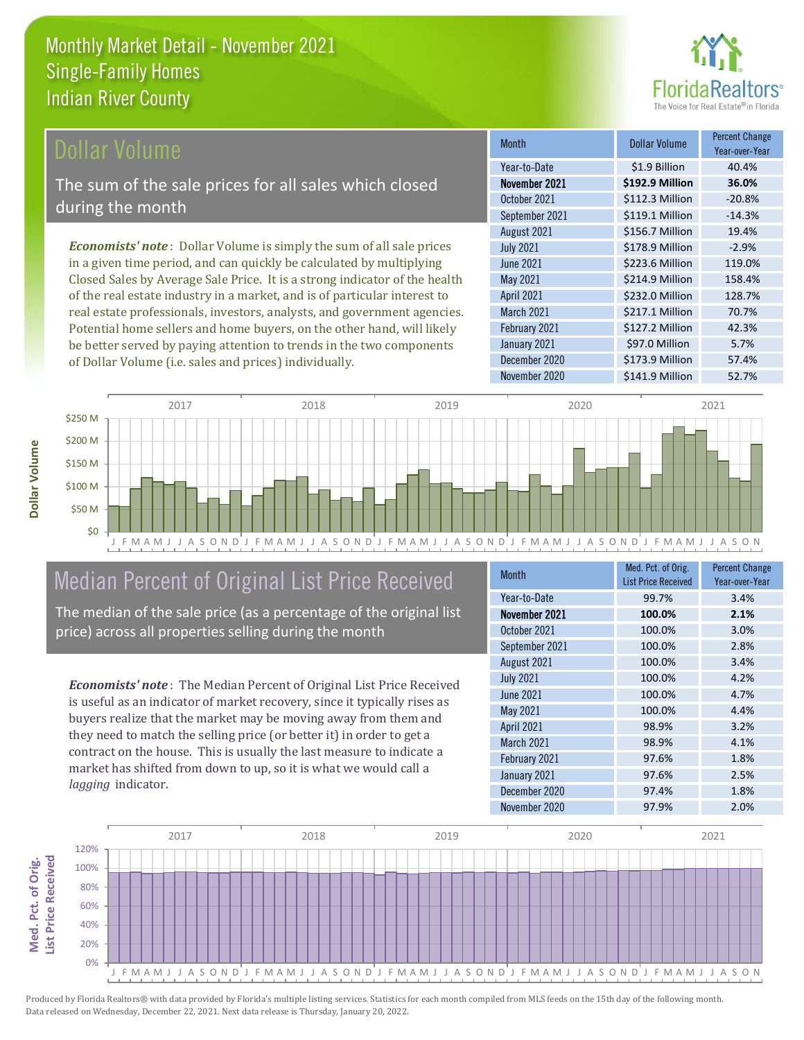# Monthly Market Detail - November 2021
## Single-Family Homes
## Indian River County

## Dollar Volume

The sum of the sale prices for all sales which closed during the month

*Economists' note*: Dollar Volume is simply the sum of all sale prices in a given time period, and can quickly be calculated by multiplying Closed Sales by Average Sale Price. It is a strong indicator of the health of the real estate industry in a market, and is of particular interest to real estate professionals, investors, analysts, and government agencies. Potential home sellers and home buyers, on the other hand, will likely be better served by paying attention to trends in the two components of Dollar Volume (i.e. sales and prices) individually.

| Month | Dollar Volume | Percent Change Year-over-Year |
|---|---|---|
| Year-to-Date | $1.9 Billion | 40.4% |
| **November 2021** | **$192.9 Million** | **36.0%** |
| October 2021 | $112.3 Million | -20.8% |
| September 2021 | $119.1 Million | -14.3% |
| August 2021 | $156.7 Million | 19.4% |
| July 2021 | $178.9 Million | -2.9% |
| June 2021 | $223.6 Million | 119.0% |
| May 2021 | $214.9 Million | 158.4% |
| April 2021 | $232.0 Million | 128.7% |
| March 2021 | $217.1 Million | 70.7% |
| February 2021 | $127.2 Million | 42.3% |
| January 2021 | $97.0 Million | 5.7% |
| December 2020 | $173.9 Million | 57.4% |
| November 2020 | $141.9 Million | 52.7% |

## Median Percent of Original List Price Received

The median of the sale price (as a percentage of the original list price) across all properties selling during the month

*Economists' note*: The Median Percent of Original List Price Received is useful as an indicator of market recovery, since it typically rises as buyers realize that the market may be moving away from them and they need to match the selling price (or better it) in order to get a contract on the house. This is usually the last measure to indicate a market has shifted from down to up, so it is what we would call a *lagging* indicator.

| Month | Med. Pct. of Orig. List Price Received | Percent Change Year-over-Year |
|---|---|---|
| Year-to-Date | 99.7% | 3.4% |
| **November 2021** | **100.0%** | **2.1%** |
| October 2021 | 100.0% | 3.0% |
| September 2021 | 100.0% | 2.8% |
| August 2021 | 100.0% | 3.4% |
| July 2021 | 100.0% | 4.2% |
| June 2021 | 100.0% | 4.7% |
| May 2021 | 100.0% | 4.4% |
| April 2021 | 98.9% | 3.2% |
| March 2021 | 98.9% | 4.1% |
| February 2021 | 97.6% | 1.8% |
| January 2021 | 97.6% | 2.5% |
| December 2020 | 97.4% | 1.8% |
| November 2020 | 97.9% | 2.0% |

Produced by Florida Realtors® with data provided by Florida's multiple listing services. Statistics for each month compiled from MLS feeds on the 15th day of the following month. Data released on Wednesday, December 22, 2021. Next data release is Thursday, January 20, 2022.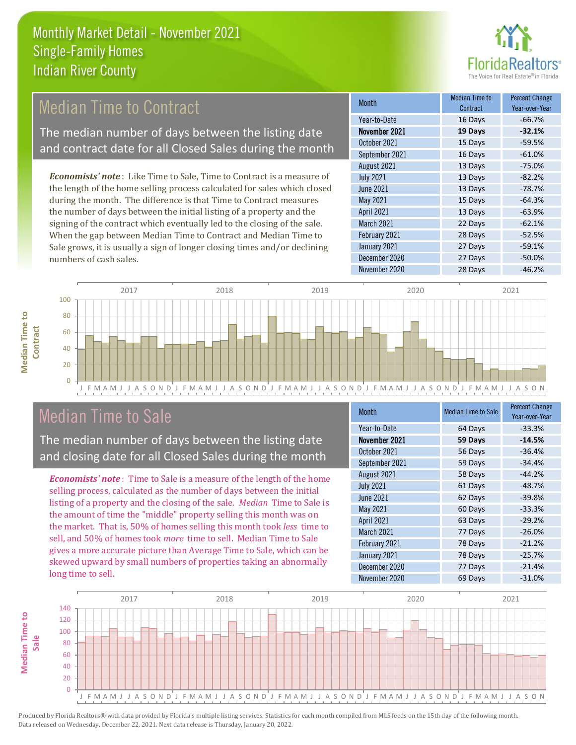# Monthly Market Detail - November 2021
## Single-Family Homes
## Indian River County

## Median Time to Contract

The median number of days between the listing date and contract date for all Closed Sales during the month

*Economists' note*: Like Time to Sale, Time to Contract is a measure of the length of the home selling process calculated for sales which closed during the month. The difference is that Time to Contract measures the number of days between the initial listing of a property and the signing of the contract which eventually led to the closing of the sale. When the gap between Median Time to Contract and Median Time to Sale grows, it is usually a sign of longer closing times and/or declining numbers of cash sales.

| Month | Median Time to Contract | Percent Change Year-over-Year |
|---|---|---|
| Year-to-Date | 16 Days | -66.7% |
| **November 2021** | **19 Days** | **-32.1%** |
| October 2021 | 15 Days | -59.5% |
| September 2021 | 16 Days | -61.0% |
| August 2021 | 13 Days | -75.0% |
| July 2021 | 13 Days | -82.2% |
| June 2021 | 13 Days | -78.7% |
| May 2021 | 15 Days | -64.3% |
| April 2021 | 13 Days | -63.9% |
| March 2021 | 22 Days | -62.1% |
| February 2021 | 28 Days | -52.5% |
| January 2021 | 27 Days | -59.1% |
| December 2020 | 27 Days | -50.0% |
| November 2020 | 28 Days | -46.2% |

## Median Time to Sale

The median number of days between the listing date and closing date for all Closed Sales during the month

*Economists' note*: Time to Sale is a measure of the length of the home selling process, calculated as the number of days between the initial listing of a property and the closing of the sale. *Median* Time to Sale is the amount of time the "middle" property selling this month was on the market. That is, 50% of homes selling this month took *less* time to sell, and 50% of homes took *more* time to sell. Median Time to Sale gives a more accurate picture than Average Time to Sale, which can be skewed upward by small numbers of properties taking an abnormally long time to sell.

| Month | Median Time to Sale | Percent Change Year-over-Year |
|---|---|---|
| Year-to-Date | 64 Days | -33.3% |
| **November 2021** | **59 Days** | **-14.5%** |
| October 2021 | 56 Days | -36.4% |
| September 2021 | 59 Days | -34.4% |
| August 2021 | 58 Days | -44.2% |
| July 2021 | 61 Days | -48.7% |
| June 2021 | 62 Days | -39.8% |
| May 2021 | 60 Days | -33.3% |
| April 2021 | 63 Days | -29.2% |
| March 2021 | 77 Days | -26.0% |
| February 2021 | 78 Days | -21.2% |
| January 2021 | 78 Days | -25.7% |
| December 2020 | 77 Days | -21.4% |
| November 2020 | 69 Days | -31.0% |

Produced by Florida Realtors® with data provided by Florida's multiple listing services. Statistics for each month compiled from MLS feeds on the 15th day of the following month. Data released on Wednesday, December 22, 2021. Next data release is Thursday, January 20, 2022.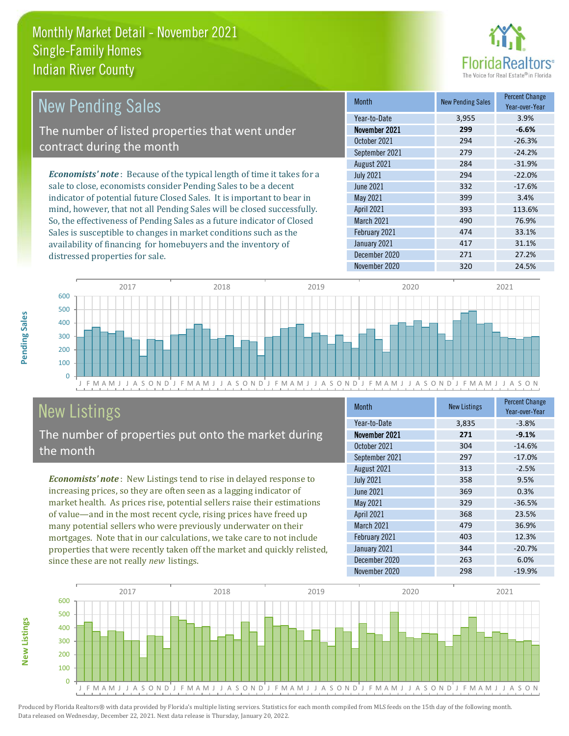# Monthly Market Detail - November 2021
## Single-Family Homes
## Indian River County

## New Pending Sales

The number of listed properties that went under contract during the month

*Economists' note*: Because of the typical length of time it takes for a sale to close, economists consider Pending Sales to be a decent indicator of potential future Closed Sales. It is important to bear in mind, however, that not all Pending Sales will be closed successfully. So, the effectiveness of Pending Sales as a future indicator of Closed Sales is susceptible to changes in market conditions such as the availability of financing for homebuyers and the inventory of distressed properties for sale.

| Month | New Pending Sales | Percent Change Year-over-Year |
|---|---|---|
| Year-to-Date | 3,955 | 3.9% |
| **November 2021** | **299** | **-6.6%** |
| October 2021 | 294 | -26.3% |
| September 2021 | 279 | -24.2% |
| August 2021 | 284 | -31.9% |
| July 2021 | 294 | -22.0% |
| June 2021 | 332 | -17.6% |
| May 2021 | 399 | 3.4% |
| April 2021 | 393 | 113.6% |
| March 2021 | 490 | 76.9% |
| February 2021 | 474 | 33.1% |
| January 2021 | 417 | 31.1% |
| December 2020 | 271 | 27.2% |
| November 2020 | 320 | 24.5% |

## New Listings

The number of properties put onto the market during the month

*Economists' note*: New Listings tend to rise in delayed response to increasing prices, so they are often seen as a lagging indicator of market health. As prices rise, potential sellers raise their estimations of value—and in the most recent cycle, rising prices have freed up many potential sellers who were previously underwater on their mortgages. Note that in our calculations, we take care to not include properties that were recently taken off the market and quickly relisted, since these are not really *new* listings.

| Month | New Listings | Percent Change Year-over-Year |
|---|---|---|
| Year-to-Date | 3,835 | -3.8% |
| **November 2021** | **271** | **-9.1%** |
| October 2021 | 304 | -14.6% |
| September 2021 | 297 | -17.0% |
| August 2021 | 313 | -2.5% |
| July 2021 | 358 | 9.5% |
| June 2021 | 369 | 0.3% |
| May 2021 | 329 | -36.5% |
| April 2021 | 368 | 23.5% |
| March 2021 | 479 | 36.9% |
| February 2021 | 403 | 12.3% |
| January 2021 | 344 | -20.7% |
| December 2020 | 263 | 6.0% |
| November 2020 | 298 | -19.9% |

Produced by Florida Realtors® with data provided by Florida's multiple listing services. Statistics for each month compiled from MLS feeds on the 15th day of the following month. Data released on Wednesday, December 22, 2021. Next data release is Thursday, January 20, 2022.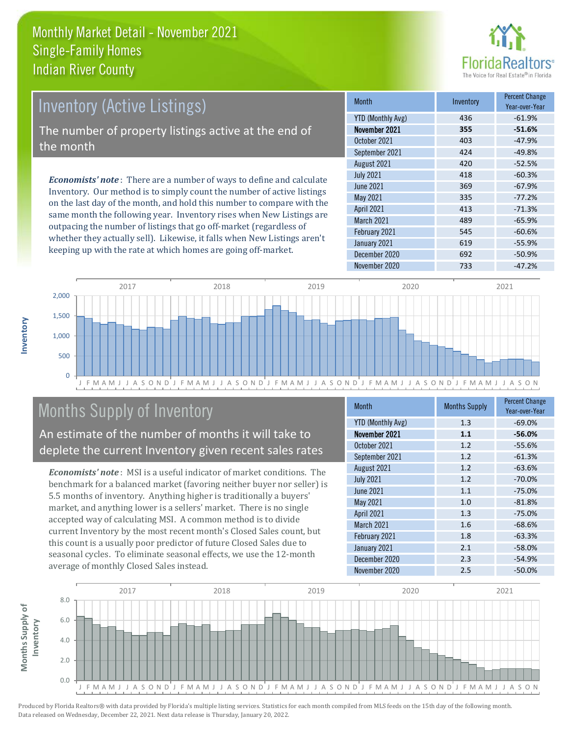# Monthly Market Detail - November 2021
## Single-Family Homes
## Indian River County

## Inventory (Active Listings)

The number of property listings active at the end of the month

*Economists' note*: There are a number of ways to define and calculate Inventory. Our method is to simply count the number of active listings on the last day of the month, and hold this number to compare with the same month the following year. Inventory rises when New Listings are outpacing the number of listings that go off-market (regardless of whether they actually sell). Likewise, it falls when New Listings aren't keeping up with the rate at which homes are going off-market.

| Month | Inventory | Percent Change Year-over-Year |
|---|---|---|
| YTD (Monthly Avg) | 436 | -61.9% |
| **November 2021** | **355** | **-51.6%** |
| October 2021 | 403 | -47.9% |
| September 2021 | 424 | -49.8% |
| August 2021 | 420 | -52.5% |
| July 2021 | 418 | -60.3% |
| June 2021 | 369 | -67.9% |
| May 2021 | 335 | -77.2% |
| April 2021 | 413 | -71.3% |
| March 2021 | 489 | -65.9% |
| February 2021 | 545 | -60.6% |
| January 2021 | 619 | -55.9% |
| December 2020 | 692 | -50.9% |
| November 2020 | 733 | -47.2% |

## Months Supply of Inventory

An estimate of the number of months it will take to deplete the current Inventory given recent sales rates

*Economists' note*: MSI is a useful indicator of market conditions. The benchmark for a balanced market (favoring neither buyer nor seller) is 5.5 months of inventory. Anything higher is traditionally a buyers' market, and anything lower is a sellers' market. There is no single accepted way of calculating MSI. A common method is to divide current Inventory by the most recent month's Closed Sales count, but this count is a usually poor predictor of future Closed Sales due to seasonal cycles. To eliminate seasonal effects, we use the 12-month average of monthly Closed Sales instead.

| Month | Months Supply | Percent Change Year-over-Year |
|---|---|---|
| YTD (Monthly Avg) | 1.3 | -69.0% |
| **November 2021** | **1.1** | **-56.0%** |
| October 2021 | 1.2 | -55.6% |
| September 2021 | 1.2 | -61.3% |
| August 2021 | 1.2 | -63.6% |
| July 2021 | 1.2 | -70.0% |
| June 2021 | 1.1 | -75.0% |
| May 2021 | 1.0 | -81.8% |
| April 2021 | 1.3 | -75.0% |
| March 2021 | 1.6 | -68.6% |
| February 2021 | 1.8 | -63.3% |
| January 2021 | 2.1 | -58.0% |
| December 2020 | 2.3 | -54.9% |
| November 2020 | 2.5 | -50.0% |

Produced by Florida Realtors® with data provided by Florida's multiple listing services. Statistics for each month compiled from MLS feeds on the 15th day of the following month. Data released on Wednesday, December 22, 2021. Next data release is Thursday, January 20, 2022.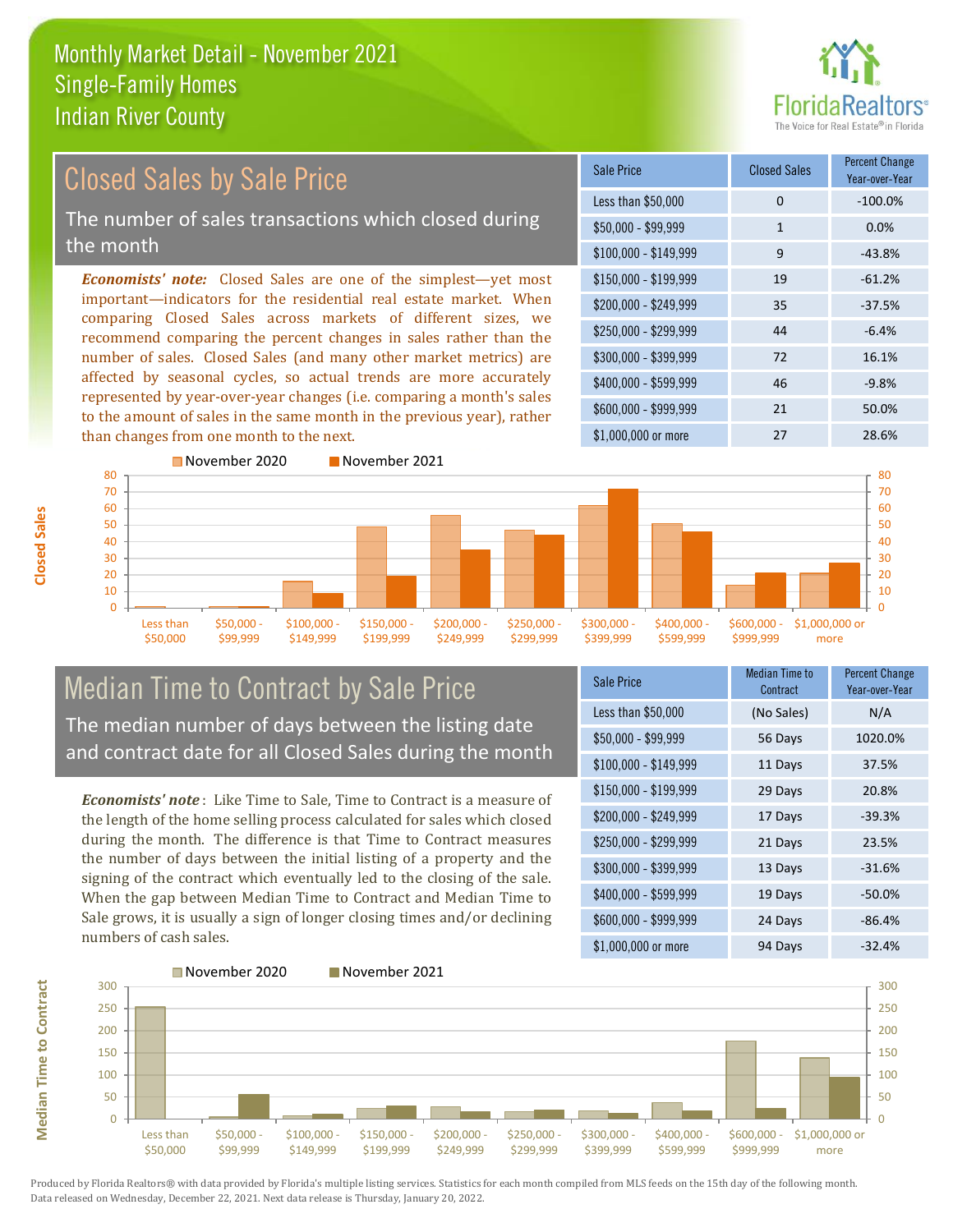# Monthly Market Detail - November 2021
## Single-Family Homes
## Indian River County

## Closed Sales by Sale Price

The number of sales transactions which closed during the month

***Economists' note:*** Closed Sales are one of the simplest—yet most important—indicators for the residential real estate market. When comparing Closed Sales across markets of different sizes, we recommend comparing the percent changes in sales rather than the number of sales. Closed Sales (and many other market metrics) are affected by seasonal cycles, so actual trends are more accurately represented by year-over-year changes (i.e. comparing a month's sales to the amount of sales in the same month in the previous year), rather than changes from one month to the next.

| Sale Price | Closed Sales | Percent Change Year-over-Year |
|---|---|---|
| Less than $50,000 | 0 | -100.0% |
| $50,000 - $99,999 | 1 | 0.0% |
| $100,000 - $149,999 | 9 | -43.8% |
| $150,000 - $199,999 | 19 | -61.2% |
| $200,000 - $249,999 | 35 | -37.5% |
| $250,000 - $299,999 | 44 | -6.4% |
| $300,000 - $399,999 | 72 | 16.1% |
| $400,000 - $599,999 | 46 | -9.8% |
| $600,000 - $999,999 | 21 | 50.0% |
| $1,000,000 or more | 27 | 28.6% |

## Median Time to Contract by Sale Price

The median number of days between the listing date and contract date for all Closed Sales during the month

***Economists' note***: Like Time to Sale, Time to Contract is a measure of the length of the home selling process calculated for sales which closed during the month. The difference is that Time to Contract measures the number of days between the initial listing of a property and the signing of the contract which eventually led to the closing of the sale. When the gap between Median Time to Contract and Median Time to Sale grows, it is usually a sign of longer closing times and/or declining numbers of cash sales.

| Sale Price | Median Time to Contract | Percent Change Year-over-Year |
|---|---|---|
| Less than $50,000 | (No Sales) | N/A |
| $50,000 - $99,999 | 56 Days | 1020.0% |
| $100,000 - $149,999 | 11 Days | 37.5% |
| $150,000 - $199,999 | 29 Days | 20.8% |
| $200,000 - $249,999 | 17 Days | -39.3% |
| $250,000 - $299,999 | 21 Days | 23.5% |
| $300,000 - $399,999 | 13 Days | -31.6% |
| $400,000 - $599,999 | 19 Days | -50.0% |
| $600,000 - $999,999 | 24 Days | -86.4% |
| $1,000,000 or more | 94 Days | -32.4% |

Produced by Florida Realtors® with data provided by Florida's multiple listing services. Statistics for each month compiled from MLS feeds on the 15th day of the following month. Data released on Wednesday, December 22, 2021. Next data release is Thursday, January 20, 2022.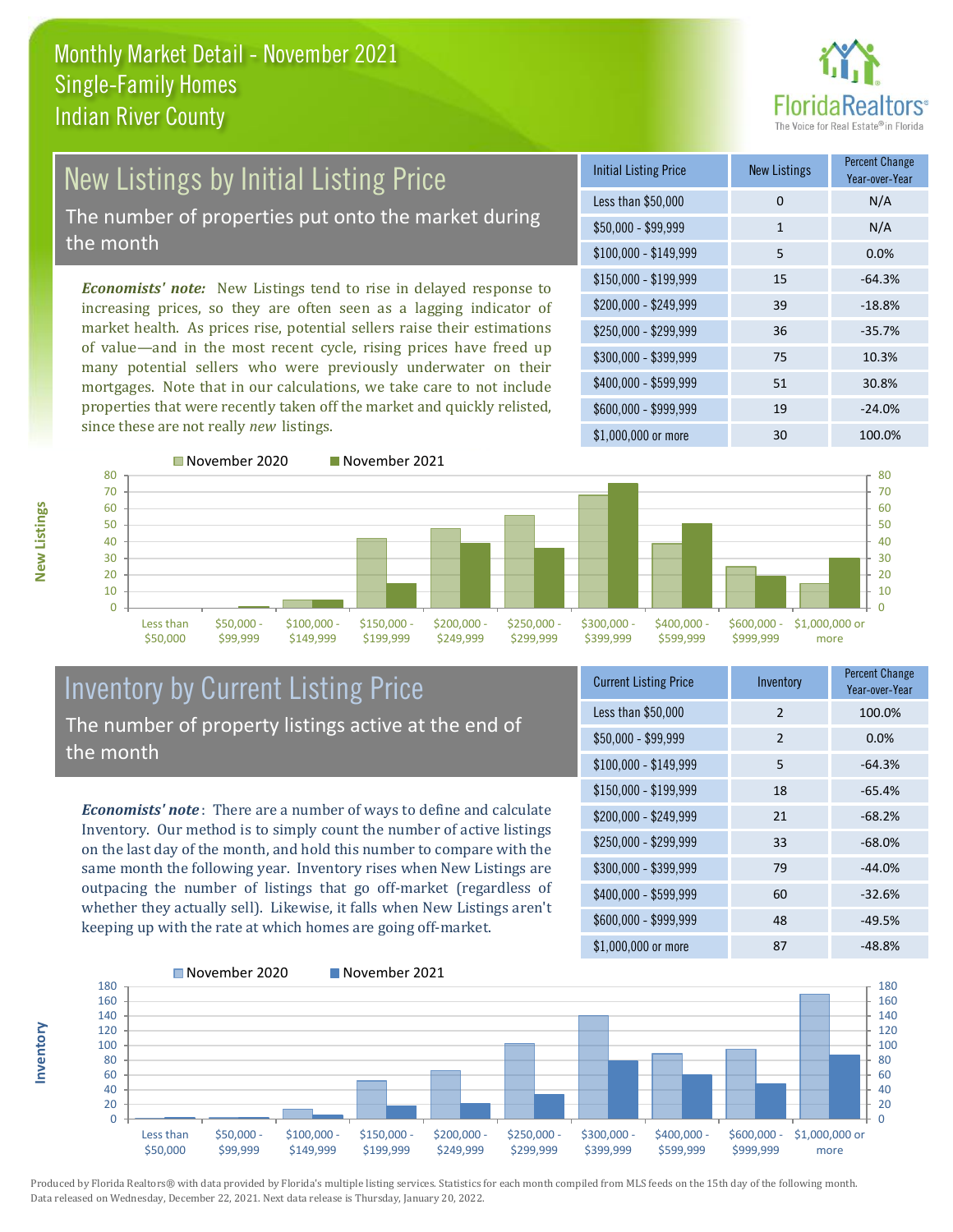# Monthly Market Detail - November 2021
## Single-Family Homes
## Indian River County

## New Listings by Initial Listing Price

The number of properties put onto the market during the month

*Economists' note:* New Listings tend to rise in delayed response to increasing prices, so they are often seen as a lagging indicator of market health. As prices rise, potential sellers raise their estimations of value—and in the most recent cycle, rising prices have freed up many potential sellers who were previously underwater on their mortgages. Note that in our calculations, we take care to not include properties that were recently taken off the market and quickly relisted, since these are not really *new* listings.

| Initial Listing Price | New Listings | Percent Change Year-over-Year |
|---|---|---|
| Less than $50,000 | 0 | N/A |
| $50,000 - $99,999 | 1 | N/A |
| $100,000 - $149,999 | 5 | 0.0% |
| $150,000 - $199,999 | 15 | -64.3% |
| $200,000 - $249,999 | 39 | -18.8% |
| $250,000 - $299,999 | 36 | -35.7% |
| $300,000 - $399,999 | 75 | 10.3% |
| $400,000 - $599,999 | 51 | 30.8% |
| $600,000 - $999,999 | 19 | -24.0% |
| $1,000,000 or more | 30 | 100.0% |

## Inventory by Current Listing Price

The number of property listings active at the end of the month

*Economists' note*: There are a number of ways to define and calculate Inventory. Our method is to simply count the number of active listings on the last day of the month, and hold this number to compare with the same month the following year. Inventory rises when New Listings are outpacing the number of listings that go off-market (regardless of whether they actually sell). Likewise, it falls when New Listings aren't keeping up with the rate at which homes are going off-market.

| Current Listing Price | Inventory | Percent Change Year-over-Year |
|---|---|---|
| Less than $50,000 | 2 | 100.0% |
| $50,000 - $99,999 | 2 | 0.0% |
| $100,000 - $149,999 | 5 | -64.3% |
| $150,000 - $199,999 | 18 | -65.4% |
| $200,000 - $249,999 | 21 | -68.2% |
| $250,000 - $299,999 | 33 | -68.0% |
| $300,000 - $399,999 | 79 | -44.0% |
| $400,000 - $599,999 | 60 | -32.6% |
| $600,000 - $999,999 | 48 | -49.5% |
| $1,000,000 or more | 87 | -48.8% |

Produced by Florida Realtors® with data provided by Florida's multiple listing services. Statistics for each month compiled from MLS feeds on the 15th day of the following month. Data released on Wednesday, December 22, 2021. Next data release is Thursday, January 20, 2022.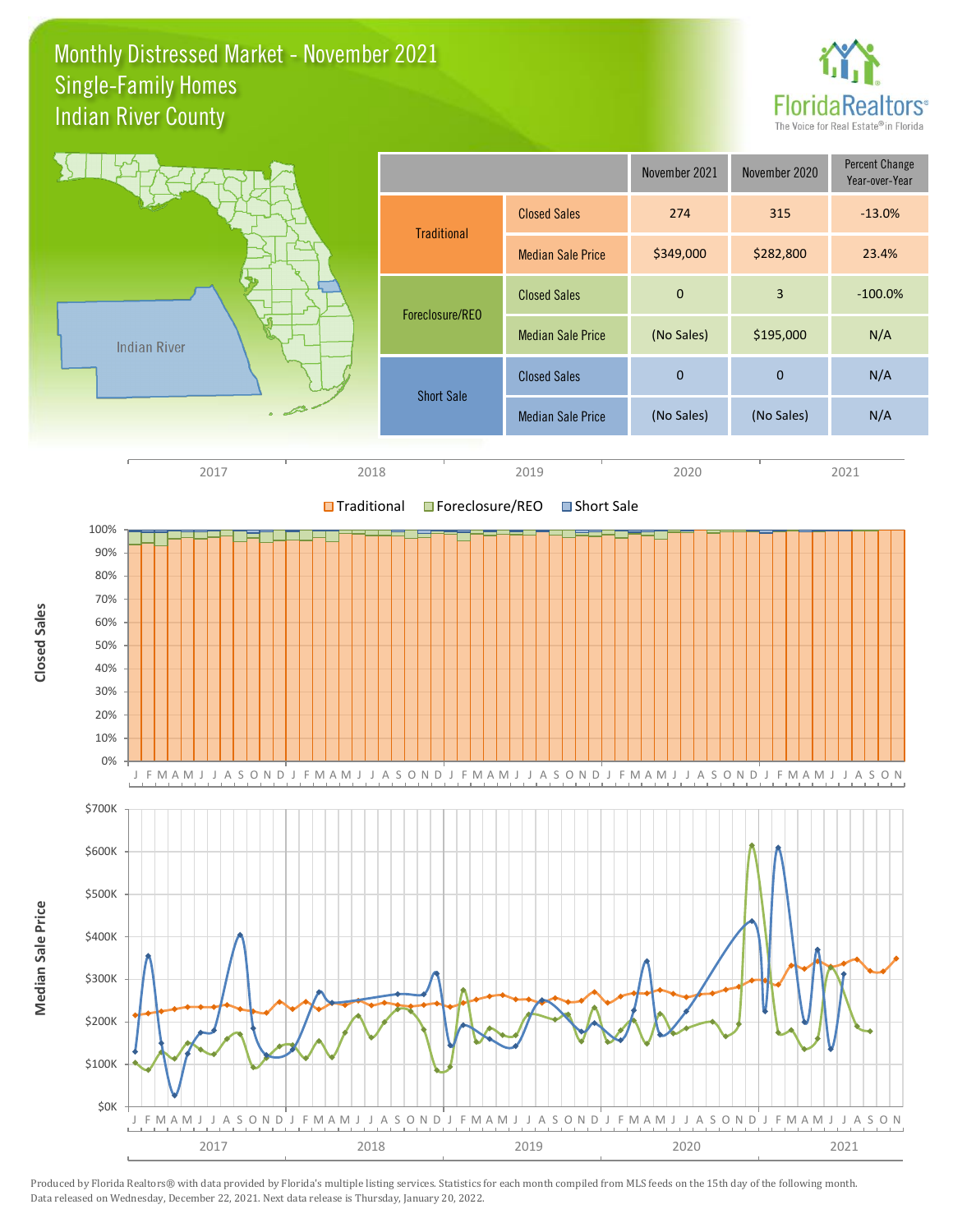# Monthly Distressed Market - November 2021
## Single-Family Homes
## Indian River County

FloridaRealtors®
The Voice for Real Estate® in Florida

Indian River

| | | November 2021 | November 2020 | Percent Change Year-over-Year |
|---|---|---|---|---|
| Traditional | Closed Sales | 274 | 315 | -13.0% |
| | Median Sale Price | $349,000 | $282,800 | 23.4% |
| Foreclosure/REO | Closed Sales | 0 | 3 | -100.0% |
| | Median Sale Price | (No Sales) | $195,000 | N/A |
| Short Sale | Closed Sales | 0 | 0 | N/A |
| | Median Sale Price | (No Sales) | (No Sales) | N/A |

2017 2018 2019 2020 2021

Traditional Foreclosure/REO Short Sale

Closed Sales

100% 90% 80% 70% 60% 50% 40% 30% 20% 10% 0%

J F M A M J J A S O N D J F M A M J J A S O N D J F M A M J J A S O N D J F M A M J J A S O N D J F M A M J J A S O N

Median Sale Price

$700K $600K $500K $400K $300K $200K $100K $0K

J F M A M J J A S O N D J F M A M J J A S O N D J F M A M J J A S O N D J F M A M J J A S O N D J F M A M J J A S O N

2017 2018 2019 2020 2021

Produced by Florida Realtors® with data provided by Florida's multiple listing services. Statistics for each month compiled from MLS feeds on the 15th day of the following month.
Data released on Wednesday, December 22, 2021. Next data release is Thursday, January 20, 2022.